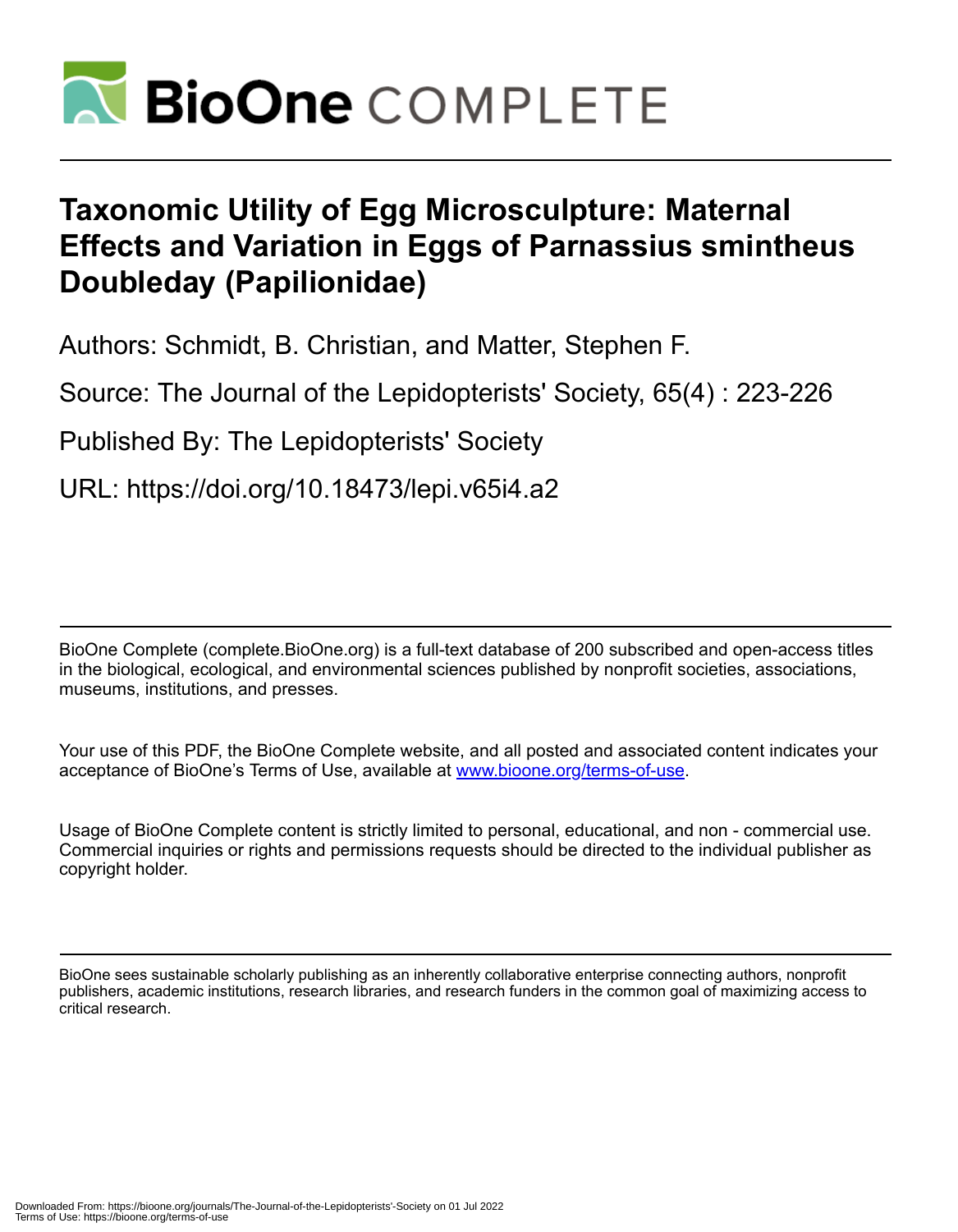# Taxonomic Utility of Egg Microsculpture: Maternal Effects and Variation in Eggs of Parnassius smintheus Doubleday (Papilionidae)

Authors: Schmidt, B. Christian, and Matter, Stephen F.

Source: The Journal of the Lepidopterists' Society, 65(4) : 223-226

Published By: The Lepidopterists' Society

URL: https://doi.org/10.18473/lepi.v65i4.a2

---

BioOne Complete (complete.BioOne.org) is a full-text database of 200 subscribed and open-access titles in the biological, ecological, and environmental sciences published by nonprofit societies, associations, museums, institutions, and presses.

Your use of this PDF, the BioOne Complete website, and all posted and associated content indicates your acceptance of BioOne's Terms of Use, available at www.bioone.org/terms-of-use.

Usage of BioOne Complete content is strictly limited to personal, educational, and non - commercial use. Commercial inquiries or rights and permissions requests should be directed to the individual publisher as copyright holder.

---

BioOne sees sustainable scholarly publishing as an inherently collaborative enterprise connecting authors, nonprofit publishers, academic institutions, research libraries, and research funders in the common goal of maximizing access to critical research.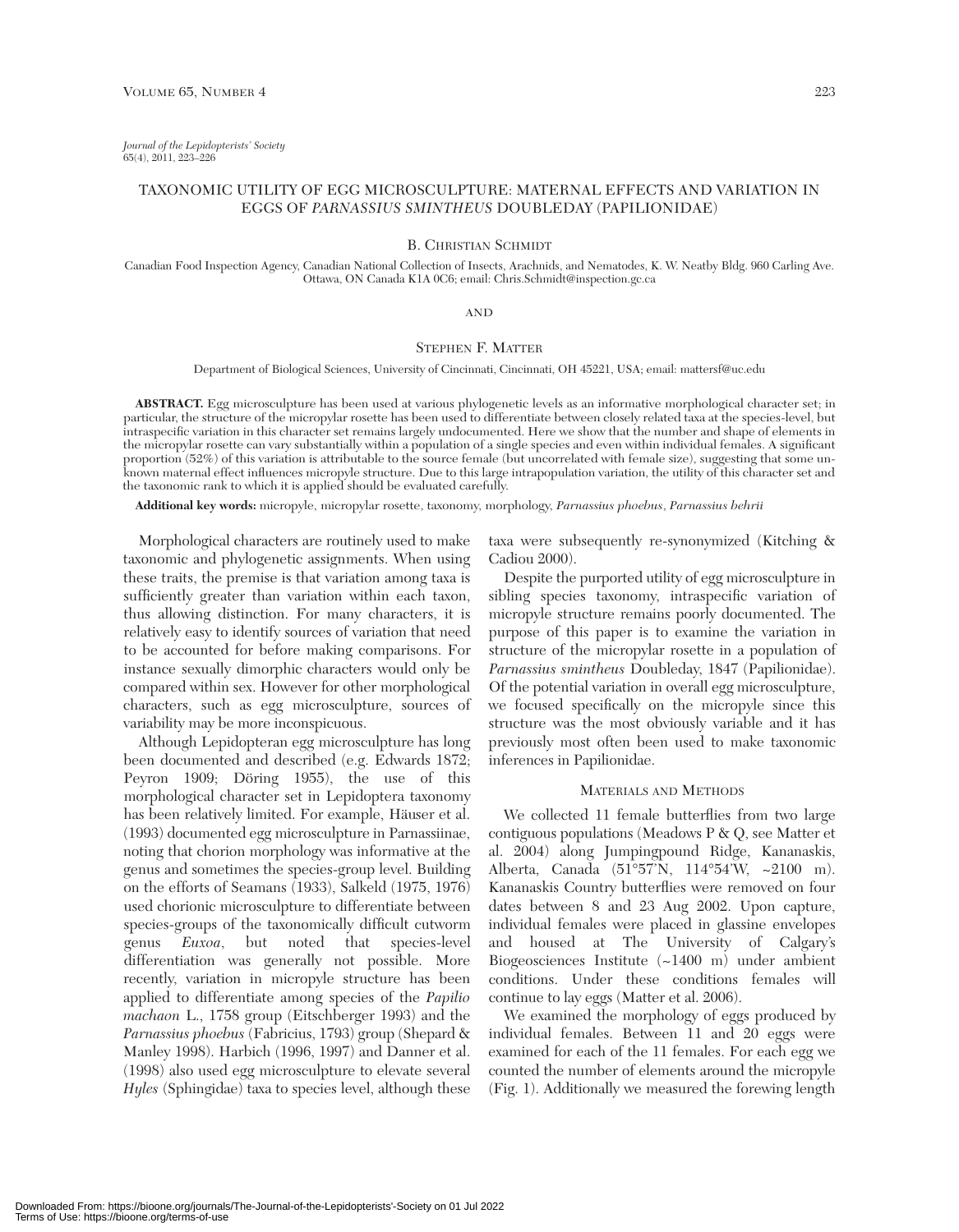*Journal of the Lepidopterists' Society*
65(4), 2011, 223–226

# TAXONOMIC UTILITY OF EGG MICROSCULPTURE: MATERNAL EFFECTS AND VARIATION IN EGGS OF *PARNASSIUS SMINTHEUS* DOUBLEDAY (PAPILIONIDAE)

B. Christian Schmidt

Canadian Food Inspection Agency, Canadian National Collection of Insects, Arachnids, and Nematodes, K. W. Neatby Bldg. 960 Carling Ave. Ottawa, ON Canada K1A 0C6; email: Chris.Schmidt@inspection.gc.ca

AND

Stephen F. Matter

Department of Biological Sciences, University of Cincinnati, Cincinnati, OH 45221, USA; email: mattersf@uc.edu

**ABSTRACT.** Egg microsculpture has been used at various phylogenetic levels as an informative morphological character set; in particular, the structure of the micropylar rosette has been used to differentiate between closely related taxa at the species-level, but intraspecific variation in this character set remains largely undocumented. Here we show that the number and shape of elements in the micropylar rosette can vary substantially within a population of a single species and even within individual females. A significant proportion (52%) of this variation is attributable to the source female (but uncorrelated with female size), suggesting that some unknown maternal effect influences micropyle structure. Due to this large intrapopulation variation, the utility of this character set and the taxonomic rank to which it is applied should be evaluated carefully.

**Additional key words:** micropyle, micropylar rosette, taxonomy, morphology, *Parnassius phoebus*, *Parnassius behrii*

Morphological characters are routinely used to make taxonomic and phylogenetic assignments. When using these traits, the premise is that variation among taxa is sufficiently greater than variation within each taxon, thus allowing distinction. For many characters, it is relatively easy to identify sources of variation that need to be accounted for before making comparisons. For instance sexually dimorphic characters would only be compared within sex. However for other morphological characters, such as egg microsculpture, sources of variability may be more inconspicuous.

Although Lepidopteran egg microsculpture has long been documented and described (e.g. Edwards 1872; Peyron 1909; Döring 1955), the use of this morphological character set in Lepidoptera taxonomy has been relatively limited. For example, Häuser et al. (1993) documented egg microsculpture in Parnassiinae, noting that chorion morphology was informative at the genus and sometimes the species-group level. Building on the efforts of Seamans (1933), Salkeld (1975, 1976) used chorionic microsculpture to differentiate between species-groups of the taxonomically difficult cutworm genus *Euxoa*, but noted that species-level differentiation was generally not possible. More recently, variation in micropyle structure has been applied to differentiate among species of the *Papilio machaon* L., 1758 group (Eitschberger 1993) and the *Parnassius phoebus* (Fabricius, 1793) group (Shepard & Manley 1998). Harbich (1996, 1997) and Danner et al. (1998) also used egg microsculpture to elevate several *Hyles* (Sphingidae) taxa to species level, although these taxa were subsequently re-synonymized (Kitching & Cadiou 2000).

Despite the purported utility of egg microsculpture in sibling species taxonomy, intraspecific variation of micropyle structure remains poorly documented. The purpose of this paper is to examine the variation in structure of the micropylar rosette in a population of *Parnassius smintheus* Doubleday, 1847 (Papilionidae). Of the potential variation in overall egg microsculpture, we focused specifically on the micropyle since this structure was the most obviously variable and it has previously most often been used to make taxonomic inferences in Papilionidae.

## Materials and Methods

We collected 11 female butterflies from two large contiguous populations (Meadows P & Q, see Matter et al. 2004) along Jumpingpound Ridge, Kananaskis, Alberta, Canada (51°57'N, 114°54'W, ~2100 m). Kananaskis Country butterflies were removed on four dates between 8 and 23 Aug 2002. Upon capture, individual females were placed in glassine envelopes and housed at The University of Calgary's Biogeosciences Institute (~1400 m) under ambient conditions. Under these conditions females will continue to lay eggs (Matter et al. 2006).

We examined the morphology of eggs produced by individual females. Between 11 and 20 eggs were examined for each of the 11 females. For each egg we counted the number of elements around the micropyle (Fig. 1). Additionally we measured the forewing length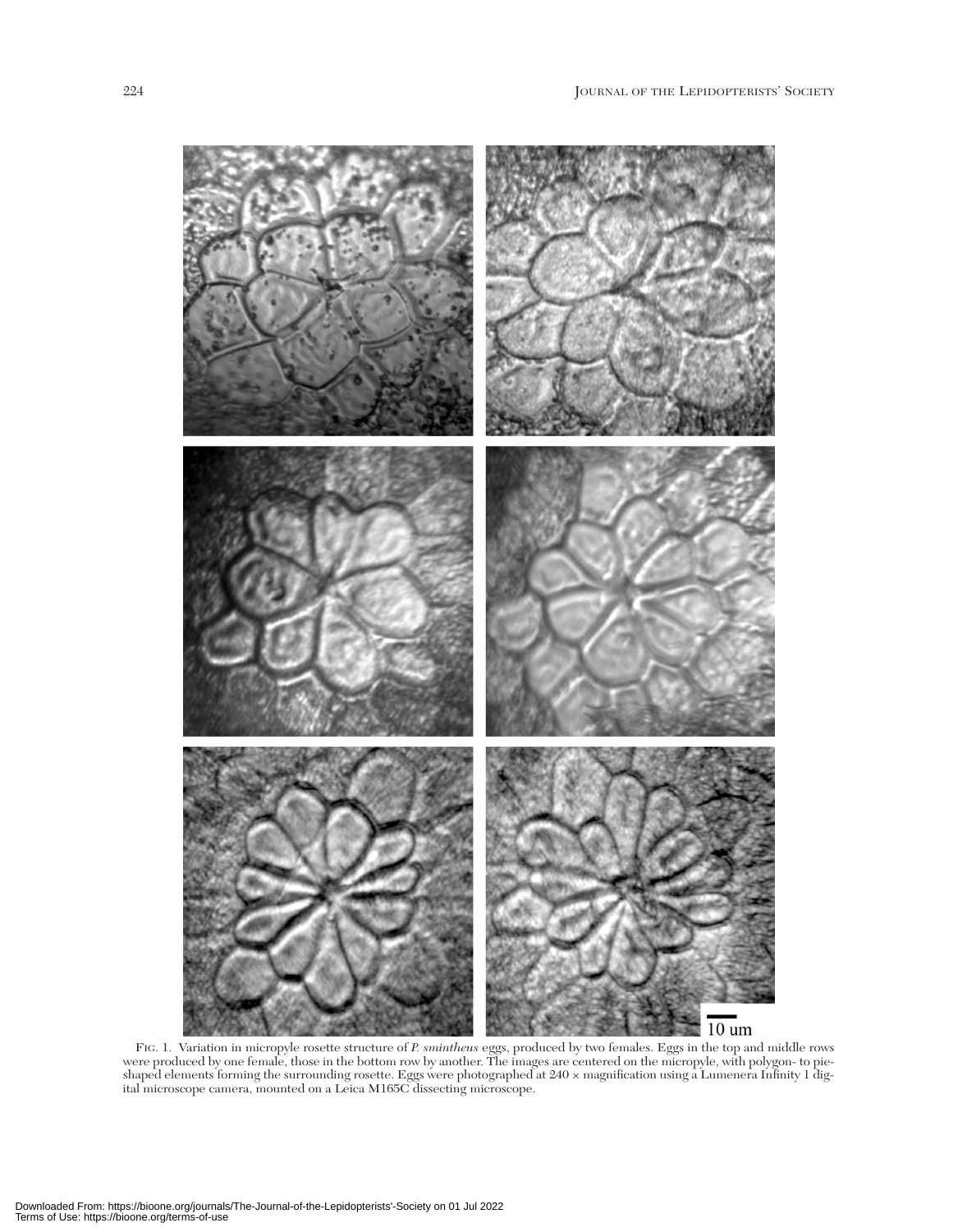FIG. 1. Variation in micropyle rosette structure of *P. smintheus* eggs, produced by two females. Eggs in the top and middle rows were produced by one female, those in the bottom row by another. The images are centered on the micropyle, with polygon- to pie-shaped elements forming the surrounding rosette. Eggs were photographed at 240 × magnification using a Lumenera Infinity 1 digital microscope camera, mounted on a Leica M165C dissecting microscope.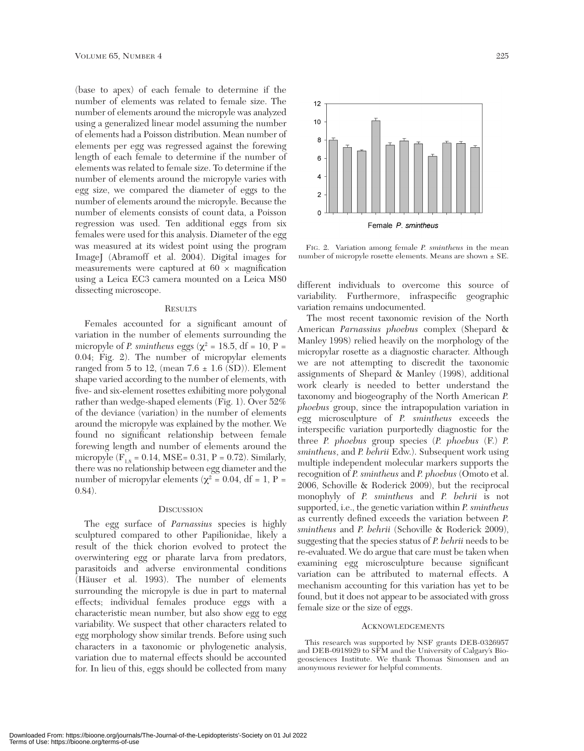(base to apex) of each female to determine if the number of elements was related to female size. The number of elements around the micropyle was analyzed using a generalized linear model assuming the number of elements had a Poisson distribution. Mean number of elements per egg was regressed against the forewing length of each female to determine if the number of elements was related to female size. To determine if the number of elements around the micropyle varies with egg size, we compared the diameter of eggs to the number of elements around the micropyle. Because the number of elements consists of count data, a Poisson regression was used. Ten additional eggs from six females were used for this analysis. Diameter of the egg was measured at its widest point using the program ImageJ (Abramoff et al. 2004). Digital images for measurements were captured at 60 × magnification using a Leica EC3 camera mounted on a Leica M80 dissecting microscope.

## Results

Females accounted for a significant amount of variation in the number of elements surrounding the micropyle of *P. smintheus* eggs ($\chi^2$ = 18.5, df = 10, P = 0.04; Fig. 2). The number of micropylar elements ranged from 5 to 12, (mean 7.6 ± 1.6 (SD)). Element shape varied according to the number of elements, with five- and six-element rosettes exhibiting more polygonal rather than wedge-shaped elements (Fig. 1). Over 52% of the deviance (variation) in the number of elements around the micropyle was explained by the mother. We found no significant relationship between female forewing length and number of elements around the micropyle ($F_{1,8}$ = 0.14, MSE= 0.31, P = 0.72). Similarly, there was no relationship between egg diameter and the number of micropylar elements ($\chi^2$ = 0.04, df = 1, P = 0.84).

## Discussion

The egg surface of *Parnassius* species is highly sculptured compared to other Papilionidae, likely a result of the thick chorion evolved to protect the overwintering egg or pharate larva from predators, parasitoids and adverse environmental conditions (Häuser et al. 1993). The number of elements surrounding the micropyle is due in part to maternal effects; individual females produce eggs with a characteristic mean number, but also show egg to egg variability. We suspect that other characters related to egg morphology show similar trends. Before using such characters in a taxonomic or phylogenetic analysis, variation due to maternal effects should be accounted for. In lieu of this, eggs should be collected from many different individuals to overcome this source of variability. Furthermore, infraspecific geographic variation remains undocumented.

The most recent taxonomic revision of the North American *Parnassius phoebus* complex (Shepard & Manley 1998) relied heavily on the morphology of the micropylar rosette as a diagnostic character. Although we are not attempting to discredit the taxonomic assignments of Shepard & Manley (1998), additional work clearly is needed to better understand the taxonomy and biogeography of the North American *P. phoebus* group, since the intrapopulation variation in egg microsculpture of *P. smintheus* exceeds the interspecific variation purportedly diagnostic for the three *P. phoebus* group species (*P. phoebus* (F.) *P. smintheus*, and *P. behrii* Edw.). Subsequent work using multiple independent molecular markers supports the recognition of *P. smintheus* and *P. phoebus* (Omoto et al. 2006, Schoville & Roderick 2009), but the reciprocal monophyly of *P. smintheus* and *P. behrii* is not supported, i.e., the genetic variation within *P. smintheus* as currently defined exceeds the variation between *P. smintheus* and *P. behrii* (Schoville & Roderick 2009), suggesting that the species status of *P. behrii* needs to be re-evaluated. We do argue that care must be taken when examining egg microsculpture because significant variation can be attributed to maternal effects. A mechanism accounting for this variation has yet to be found, but it does not appear to be associated with gross female size or the size of eggs.

Fig. 2. Variation among female *P. smintheus* in the mean number of micropyle rosette elements. Means are shown ± SE.

## Acknowledgements

This research was supported by NSF grants DEB-0326957 and DEB-0918929 to SFM and the University of Calgary's Biogeosciences Institute. We thank Thomas Simonsen and an anonymous reviewer for helpful comments.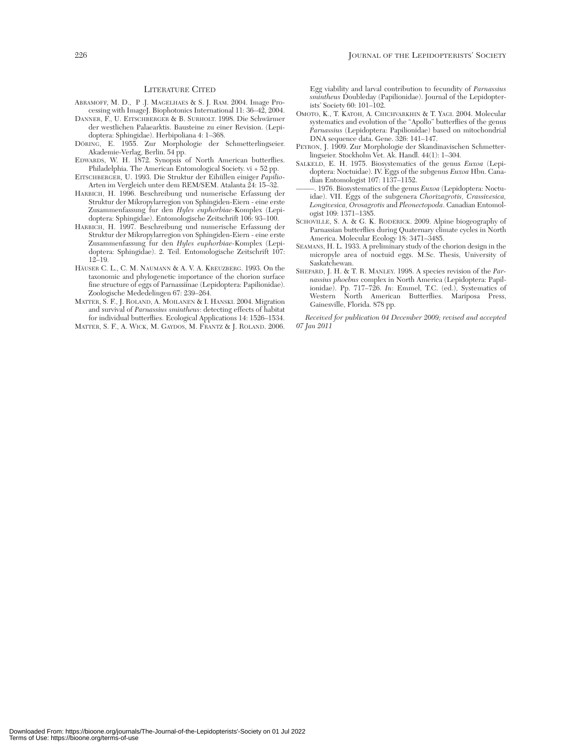## Literature Cited

Abramoff, M. D., P .J. Magelhaes & S. J. Ram. 2004. Image Processing with ImageJ. Biophotonics International 11: 36–42, 2004.

Danner, F., U. Eitschberger & B. Surholt. 1998. Die Schwärmer der westlichen Palaearktis. Bausteine zu einer Revision. (Lepidoptera: Sphingidae). Herbipoliana 4: 1–368.

Döring, E. 1955. Zur Morphologie der Schmetterlingseier. Akademie-Verlag, Berlin. 54 pp.

Edwards, W. H. 1872. Synopsis of North American butterflies. Philadelphia. The American Entomological Society. vi + 52 pp.

Eitschberger, U. 1993. Die Struktur der Eihüllen einiger *Papilio*-Arten im Vergleich unter dem REM/SEM. Atalanta 24: 15–32.

Harbich, H. 1996. Beschreibung und numerische Erfassung der Struktur der Mikropylarregion von Sphingiden-Eiern - eine erste Zusammenfassung fur den *Hyles euphorbiae*-Komplex (Lepidoptera: Sphingidae). Entomologische Zeitschrift 106: 93–100.

Harbich, H. 1997. Beschreibung und numerische Erfassung der Struktur der Mikropylarregion von Sphingiden-Eiern - eine erste Zusammenfassung fur den *Hyles euphorbiae*-Komplex (Lepidoptera: Sphingidae). 2. Teil. Entomologische Zeitschrift 107: 12–19.

Häuser C. L., C. M. Naumann & A. V. A. Kreuzberg. 1993. On the taxonomic and phylogenetic importance of the chorion surface fine structure of eggs of Parnassiinae (Lepidoptera: Papilionidae). Zoologische Mededelingen 67: 239–264.

Matter, S. F., J. Roland, A. Moilanen & I. Hanski. 2004. Migration and survival of *Parnassius smintheus*: detecting effects of habitat for individual butterflies. Ecological Applications 14: 1526–1534.

Matter, S. F., A. Wick, M. Gaydos, M. Frantz & J. Roland. 2006. Egg viability and larval contribution to fecundity of *Parnassius smintheus* Doubleday (Papilionidae). Journal of the Lepidopterists' Society 60: 101–102.

Omoto, K., T. Katoh, A. Chichvarkhin & T. Yagi. 2004. Molecular systematics and evolution of the "Apollo" butterflies of the genus *Parnassius* (Lepidoptera: Papilionidae) based on mitochondrial DNA sequence data. Gene. 326: 141–147.

Peyron, J. 1909. Zur Morphologie der Skandinavischen Schmetterlingseier. Stockholm Vet. Ak. Handl. 44(1): 1–304.

Salkeld, E. H. 1975. Biosystematics of the genus *Euxoa* (Lepidoptera: Noctuidae). IV. Eggs of the subgenus *Euxoa* Hbn. Canadian Entomologist 107: 1137–1152.

———. 1976. Biosystematics of the genus *Euxoa* (Lepidoptera: Noctuidae). VII. Eggs of the subgenera *Chorizagrotis, Crassivesica, Longivesica, Orosagrotis* and *Pleonectopoda*. Canadian Entomologist 109: 1371–1385.

Schoville, S. A. & G. K. Roderick. 2009. Alpine biogeography of Parnassian butterflies during Quaternary climate cycles in North America. Molecular Ecology 18: 3471–3485.

Seamans, H. L. 1933. A preliminary study of the chorion design in the micropyle area of noctuid eggs. M.Sc. Thesis, University of Saskatchewan.

Shepard, J. H. & T. R. Manley. 1998. A species revision of the *Parnassius phoebus* complex in North America (Lepidoptera: Papilionidae). Pp. 717–726. *In*: Emmel, T.C. (ed.), Systematics of Western North American Butterflies. Mariposa Press, Gainesville, Florida. 878 pp.

*Received for publication 04 December 2009; revised and accepted 07 Jan 2011*